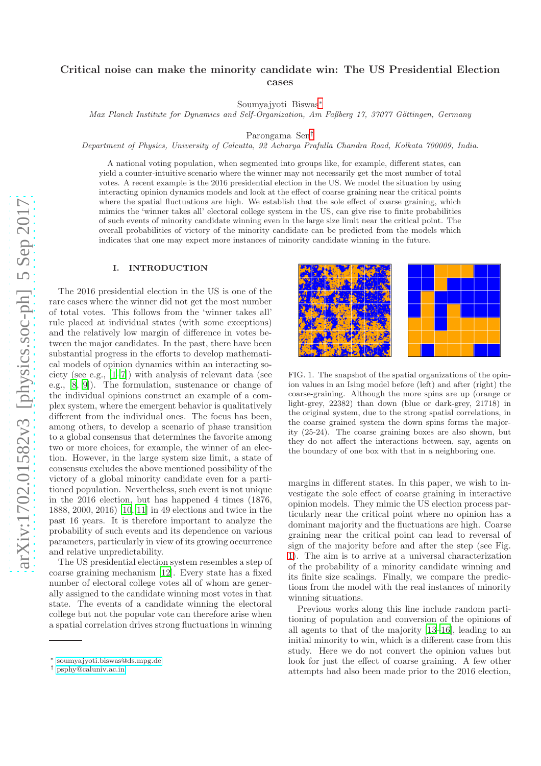# Critical noise can make the minority candidate win: The US Presidential Election cases

Soumyajyoti Biswas[*]

*Max Planck Institute for Dynamics and Self-Organization, Am Faßberg 17, 37077 Göttingen, Germany*

Parongama Sen[†]

*Department of Physics, University of Calcutta, 92 Acharya Prafulla Chandra Road, Kolkata 700009, India.*

A national voting population, when segmented into groups like, for example, different states, can yield a counter-intuitive scenario where the winner may not necessarily get the most number of total votes. A recent example is the 2016 presidential election in the US. We model the situation by using interacting opinion dynamics models and look at the effect of coarse graining near the critical points where the spatial fluctuations are high. We establish that the sole effect of coarse graining, which mimics the 'winner takes all' electoral college system in the US, can give rise to finite probabilities of such events of minority candidate winning even in the large size limit near the critical point. The overall probabilities of victory of the minority candidate can be predicted from the models which indicates that one may expect more instances of minority candidate winning in the future.

## I. INTRODUCTION

The 2016 presidential election in the US is one of the rare cases where the winner did not get the most number of total votes. This follows from the 'winner takes all' rule placed at individual states (with some exceptions) and the relatively low margin of difference in votes between the major candidates. In the past, there have been substantial progress in the efforts to develop mathematical models of opinion dynamics within an interacting society (see e.g., [1–7]) with analysis of relevant data (see e.g., [8, 9]). The formulation, sustenance or change of the individual opinions construct an example of a complex system, where the emergent behavior is qualitatively different from the individual ones. The focus has been, among others, to develop a scenario of phase transition to a global consensus that determines the favorite among two or more choices, for example, the winner of an election. However, in the large system size limit, a state of consensus excludes the above mentioned possibility of the victory of a global minority candidate even for a partitioned population. Nevertheless, such event is not unique in the 2016 election, but has happened 4 times (1876, 1888, 2000, 2016) [10, 11] in 49 elections and twice in the past 16 years. It is therefore important to analyze the probability of such events and its dependence on various parameters, particularly in view of its growing occurrence and relative unpredictability.

The US presidential election system resembles a step of coarse graining mechanism [12]. Every state has a fixed number of electoral college votes all of whom are generally assigned to the candidate winning most votes in that state. The events of a candidate winning the electoral college but not the popular vote can therefore arise when a spatial correlation drives strong fluctuations in winning margins in different states. In this paper, we wish to investigate the sole effect of coarse graining in interactive opinion models. They mimic the US election process particularly near the critical point where no opinion has a dominant majority and the fluctuations are high. Coarse graining near the critical point can lead to reversal of sign of the majority before and after the step (see Fig. 1). The aim is to arrive at a universal characterization of the probability of a minority candidate winning and its finite size scalings. Finally, we compare the predictions from the model with the real instances of minority winning situations.

FIG. 1. The snapshot of the spatial organizations of the opinion values in an Ising model before (left) and after (right) the coarse-graining. Although the more spins are up (orange or light-grey, 22382) than down (blue or dark-grey, 21718) in the original system, due to the strong spatial correlations, in the coarse grained system the down spins forms the majority (25-24). The coarse graining boxes are also shown, but they do not affect the interactions between, say, agents on the boundary of one box with that in a neighboring one.

Previous works along this line include random partitioning of population and conversion of the opinions of all agents to that of the majority [13–16], leading to an initial minority to win, which is a different case from this study. Here we do not convert the opinion values but look for just the effect of coarse graining. A few other attempts had also been made prior to the 2016 election,

---

[*] soumyajyoti.biswas@ds.mpg.de

[†] psphy@caluniv.ac.in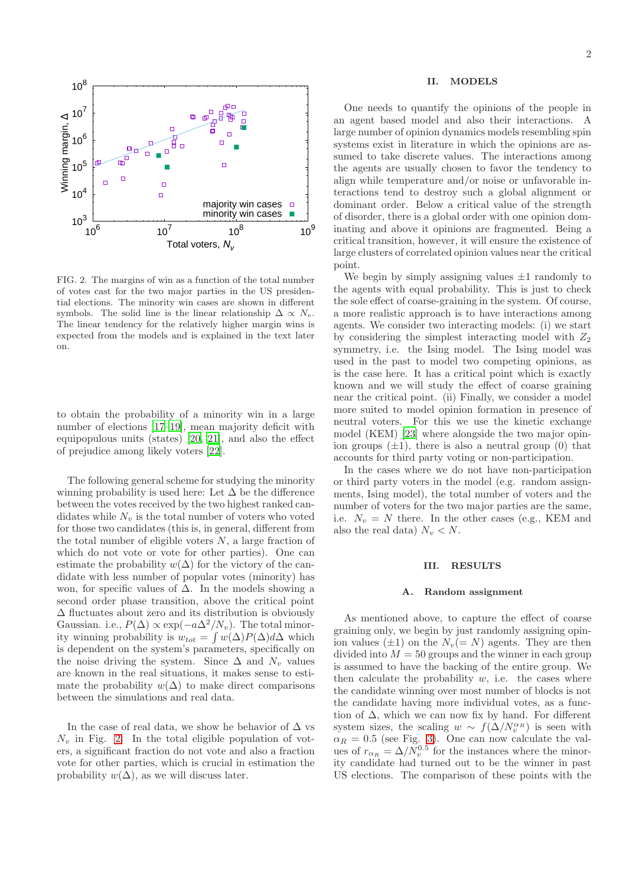FIG. 2. The margins of win as a function of the total number of votes cast for the two major parties in the US presidential elections. The minority win cases are shown in different symbols. The solid line is the linear relationship $\Delta \propto N_v$. The linear tendency for the relatively higher margin wins is expected from the models and is explained in the text later on.

to obtain the probability of a minority win in a large number of elections [17–19], mean majority deficit with equipopulous units (states) [20, 21], and also the effect of prejudice among likely voters [22].

The following general scheme for studying the minority winning probability is used here: Let $\Delta$ be the difference between the votes received by the two highest ranked candidates while $N_v$ is the total number of voters who voted for those two candidates (this is, in general, different from the total number of eligible voters $N$, a large fraction of which do not vote or vote for other parties). One can estimate the probability $w(\Delta)$ for the victory of the candidate with less number of popular votes (minority) has won, for specific values of $\Delta$. In the models showing a second order phase transition, above the critical point $\Delta$ fluctuates about zero and its distribution is obviously Gaussian. i.e., $P(\Delta) \propto \exp(-a\Delta^2/N_v)$. The total minority winning probability is $w_{tot} = \int w(\Delta)P(\Delta)d\Delta$ which is dependent on the system's parameters, specifically on the noise driving the system. Since $\Delta$ and $N_v$ values are known in the real situations, it makes sense to estimate the probability $w(\Delta)$ to make direct comparisons between the simulations and real data.

In the case of real data, we show he behavior of $\Delta$ vs $N_v$ in Fig. 2. In the total eligible population of voters, a significant fraction do not vote and also a fraction vote for other parties, which is crucial in estimation the probability $w(\Delta)$, as we will discuss later.

## II. MODELS

One needs to quantify the opinions of the people in an agent based model and also their interactions. A large number of opinion dynamics models resembling spin systems exist in literature in which the opinions are assumed to take discrete values. The interactions among the agents are usually chosen to favor the tendency to align while temperature and/or noise or unfavorable interactions tend to destroy such a global alignment or dominant order. Below a critical value of the strength of disorder, there is a global order with one opinion dominating and above it opinions are fragmented. Being a critical transition, however, it will ensure the existence of large clusters of correlated opinion values near the critical point.

We begin by simply assigning values $\pm 1$ randomly to the agents with equal probability. This is just to check the sole effect of coarse-graining in the system. Of course, a more realistic approach is to have interactions among agents. We consider two interacting models: (i) we start by considering the simplest interacting model with $Z_2$ symmetry, i.e. the Ising model. The Ising model was used in the past to model two competing opinions, as is the case here. It has a critical point which is exactly known and we will study the effect of coarse graining near the critical point. (ii) Finally, we consider a model more suited to model opinion formation in presence of neutral voters. For this we use the kinetic exchange model (KEM) [23] where alongside the two major opinion groups ($\pm 1$), there is also a neutral group (0) that accounts for third party voting or non-participation.

In the cases where we do not have non-participation or third party voters in the model (e.g. random assignments, Ising model), the total number of voters and the number of voters for the two major parties are the same, i.e. $N_v = N$ there. In the other cases (e.g., KEM and also the real data) $N_v < N$.

## III. RESULTS

### A. Random assignment

As mentioned above, to capture the effect of coarse graining only, we begin by just randomly assigning opinion values ($\pm 1$) on the $N_v(= N)$ agents. They are then divided into $M = 50$ groups and the winner in each group is assumed to have the backing of the entire group. We then calculate the probability $w$, i.e. the cases where the candidate winning over most number of blocks is not the candidate having more individual votes, as a function of $\Delta$, which we can now fix by hand. For different system sizes, the scaling $w \sim f(\Delta/N_v^{\alpha_R})$ is seen with $\alpha_R = 0.5$ (see Fig. 3). One can now calculate the values of $r_{\alpha_R} = \Delta/N_v^{0.5}$ for the instances where the minority candidate had turned out to be the winner in past US elections. The comparison of these points with the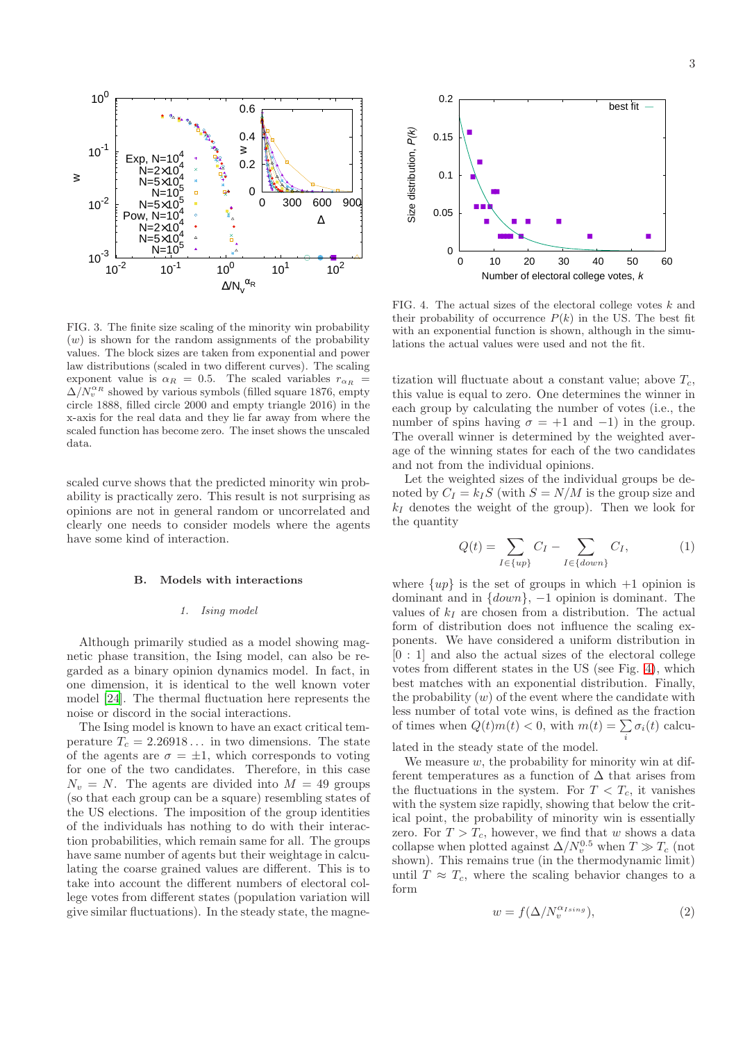FIG. 3. The finite size scaling of the minority win probability ($w$) is shown for the random assignments of the probability values. The block sizes are taken from exponential and power law distributions (scaled in two different curves). The scaling exponent value is $\alpha_R = 0.5$. The scaled variables $r_{\alpha_R} = \Delta/N_v^{\alpha_R}$ showed by various symbols (filled square 1876, empty circle 1888, filled circle 2000 and empty triangle 2016) in the x-axis for the real data and they lie far away from where the scaled function has become zero. The inset shows the unscaled data.

scaled curve shows that the predicted minority win probability is practically zero. This result is not surprising as opinions are not in general random or uncorrelated and clearly one needs to consider models where the agents have some kind of interaction.

### B. Models with interactions

#### 1. *Ising model*

Although primarily studied as a model showing magnetic phase transition, the Ising model, can also be regarded as a binary opinion dynamics model. In fact, in one dimension, it is identical to the well known voter model [24]. The thermal fluctuation here represents the noise or discord in the social interactions.

The Ising model is known to have an exact critical temperature $T_c = 2.26918\ldots$ in two dimensions. The state of the agents are $\sigma = \pm 1$, which corresponds to voting for one of the two candidates. Therefore, in this case $N_v = N$. The agents are divided into $M = 49$ groups (so that each group can be a square) resembling states of the US elections. The imposition of the group identities of the individuals has nothing to do with their interaction probabilities, which remain same for all. The groups have same number of agents but their weightage in calculating the coarse grained values are different. This is to take into account the different numbers of electoral college votes from different states (population variation will give similar fluctuations). In the steady state, the magnetization will fluctuate about a constant value; above $T_c$, this value is equal to zero. One determines the winner in each group by calculating the number of votes (i.e., the number of spins having $\sigma = +1$ and $-1$) in the group. The overall winner is determined by the weighted average of the winning states for each of the two candidates and not from the individual opinions.

FIG. 4. The actual sizes of the electoral college votes $k$ and their probability of occurrence $P(k)$ in the US. The best fit with an exponential function is shown, although in the simulations the actual values were used and not the fit.

Let the weighted sizes of the individual groups be denoted by $C_I = k_I S$ (with $S = N/M$ is the group size and $k_I$ denotes the weight of the group). Then we look for the quantity

$$Q(t) = \sum_{I \in \{up\}} C_I - \sum_{I \in \{down\}} C_I, \tag{1}$$

where $\{up\}$ is the set of groups in which $+1$ opinion is dominant and in $\{down\}$, $-1$ opinion is dominant. The values of $k_I$ are chosen from a distribution. The actual form of distribution does not influence the scaling exponents. We have considered a uniform distribution in $[0:1]$ and also the actual sizes of the electoral college votes from different states in the US (see Fig. 4), which best matches with an exponential distribution. Finally, the probability ($w$) of the event where the candidate with less number of total vote wins, is defined as the fraction of times when $Q(t)m(t) < 0$, with $m(t) = \sum_i \sigma_i(t)$ calculated in the steady state of the model.

We measure $w$, the probability for minority win at different temperatures as a function of $\Delta$ that arises from the fluctuations in the system. For $T < T_c$, it vanishes with the system size rapidly, showing that below the critical point, the probability of minority win is essentially zero. For $T > T_c$, however, we find that $w$ shows a data collapse when plotted against $\Delta/N_v^{0.5}$ when $T \gg T_c$ (not shown). This remains true (in the thermodynamic limit) until $T \approx T_c$, where the scaling behavior changes to a form

$$w = f(\Delta/N_v^{\alpha_{Ising}}), \tag{2}$$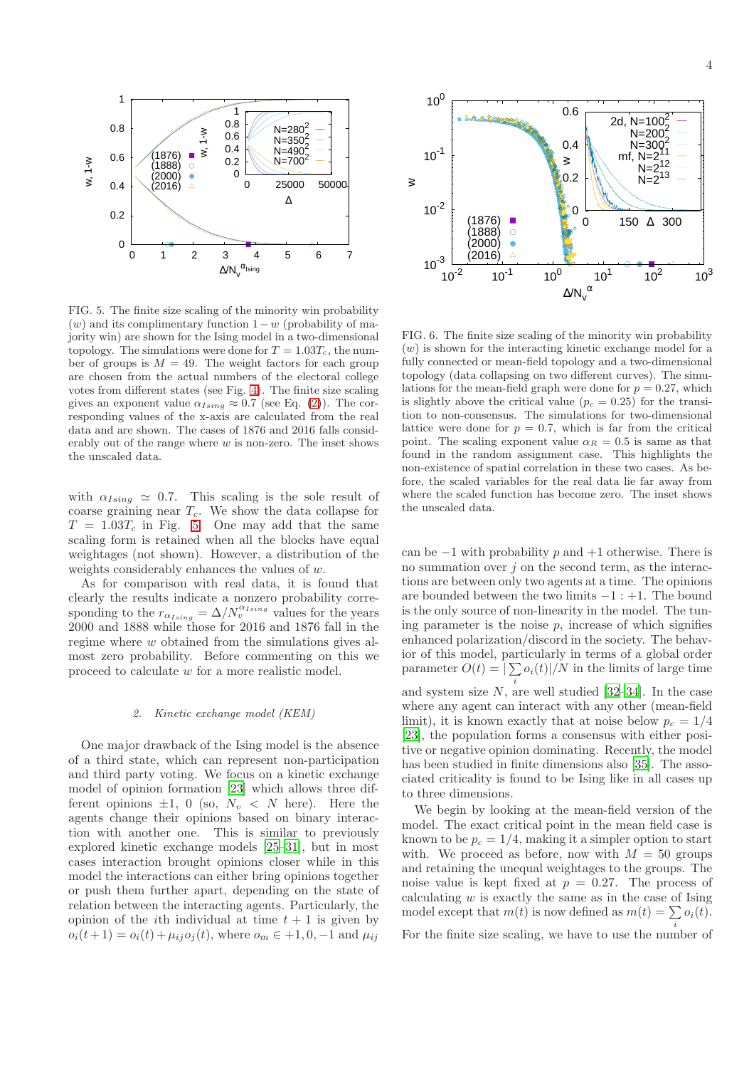FIG. 5. The finite size scaling of the minority win probability ($w$) and its complimentary function $1-w$ (probability of majority win) are shown for the Ising model in a two-dimensional topology. The simulations were done for $T = 1.03T_c$, the number of groups is $M = 49$. The weight factors for each group are chosen from the actual numbers of the electoral college votes from different states (see Fig. 4). The finite size scaling gives an exponent value $\alpha_{Ising} \approx 0.7$ (see Eq. (2)). The corresponding values of the x-axis are calculated from the real data and are shown. The cases of 1876 and 2016 falls considerably out of the range where $w$ is non-zero. The inset shows the unscaled data.

FIG. 6. The finite size scaling of the minority win probability ($w$) is shown for the interacting kinetic exchange model for a fully connected or mean-field topology and a two-dimensional topology (data collapsing on two different curves). The simulations for the mean-field graph were done for $p = 0.27$, which is slightly above the critical value ($p_c = 0.25$) for the transition to non-consensus. The simulations for two-dimensional lattice were done for $p = 0.7$, which is far from the critical point. The scaling exponent value $\alpha_R = 0.5$ is same as that found in the random assignment case. This highlights the non-existence of spatial correlation in these two cases. As before, the scaled variables for the real data lie far away from where the scaled function has become zero. The inset shows the unscaled data.

with $\alpha_{Ising} \simeq 0.7$. This scaling is the sole result of coarse graining near $T_c$. We show the data collapse for $T = 1.03T_c$ in Fig. 5. One may add that the same scaling form is retained when all the blocks have equal weightages (not shown). However, a distribution of the weights considerably enhances the values of $w$.

As for comparison with real data, it is found that clearly the results indicate a nonzero probability corresponding to the $r_{\alpha_{Ising}} = \Delta/N_v^{\alpha_{Ising}}$ values for the years 2000 and 1888 while those for 2016 and 1876 fall in the regime where $w$ obtained from the simulations gives almost zero probability. Before commenting on this we proceed to calculate $w$ for a more realistic model.

### 2. Kinetic exchange model (KEM)

One major drawback of the Ising model is the absence of a third state, which can represent non-participation and third party voting. We focus on a kinetic exchange model of opinion formation [23] which allows three different opinions $\pm 1$, 0 (so, $N_v < N$ here). Here the agents change their opinions based on binary interaction with another one. This is similar to previously explored kinetic exchange models [25–31], but in most cases interaction brought opinions closer while in this model the interactions can either bring opinions together or push them further apart, depending on the state of relation between the interacting agents. Particularly, the opinion of the $i$th individual at time $t+1$ is given by $o_i(t+1) = o_i(t) + \mu_{ij} o_j(t)$, where $o_m \in +1, 0, -1$ and $\mu_{ij}$ can be $-1$ with probability $p$ and $+1$ otherwise. There is no summation over $j$ on the second term, as the interactions are between only two agents at a time. The opinions are bounded between the two limits $-1 : +1$. The bound is the only source of non-linearity in the model. The tuning parameter is the noise $p$, increase of which signifies enhanced polarization/discord in the society. The behavior of this model, particularly in terms of a global order parameter $O(t) = |\sum_i o_i(t)|/N$ in the limits of large time and system size $N$, are well studied [32–34]. In the case where any agent can interact with any other (mean-field limit), it is known exactly that at noise below $p_c = 1/4$ [23], the population forms a consensus with either positive or negative opinion dominating. Recently, the model has been studied in finite dimensions also [35]. The associated criticality is found to be Ising like in all cases up to three dimensions.

We begin by looking at the mean-field version of the model. The exact critical point in the mean field case is known to be $p_c = 1/4$, making it a simpler option to start with. We proceed as before, now with $M = 50$ groups and retaining the unequal weightages to the groups. The noise value is kept fixed at $p = 0.27$. The process of calculating $w$ is exactly the same as in the case of Ising model except that $m(t)$ is now defined as $m(t) = \sum_i o_i(t)$. For the finite size scaling, we have to use the number of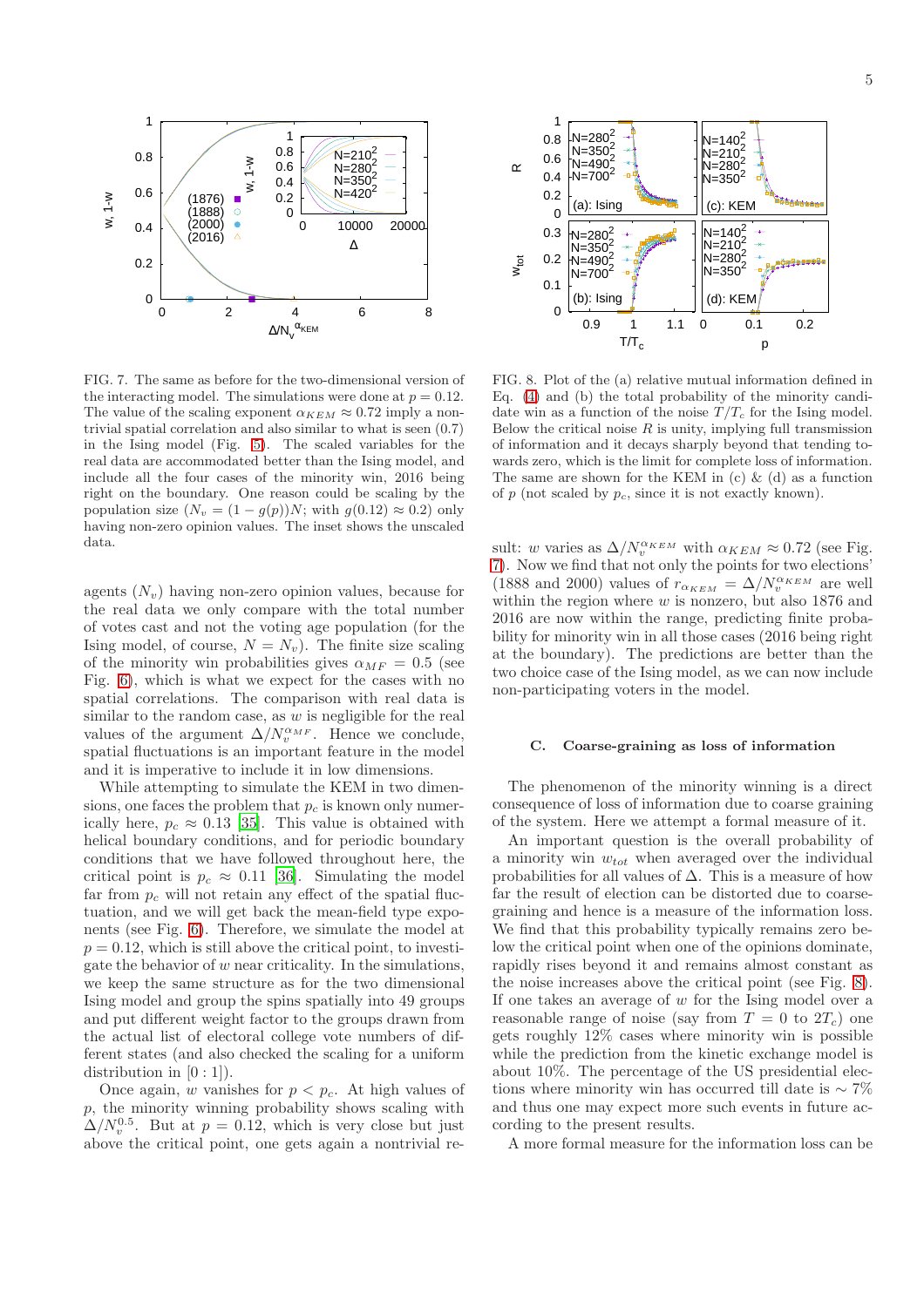FIG. 7. The same as before for the two-dimensional version of the interacting model. The simulations were done at $p = 0.12$. The value of the scaling exponent $\alpha_{KEM} \approx 0.72$ imply a non-trivial spatial correlation and also similar to what is seen (0.7) in the Ising model (Fig. 5). The scaled variables for the real data are accommodated better than the Ising model, and include all the four cases of the minority win, 2016 being right on the boundary. One reason could be scaling by the population size ($N_v = (1 - g(p))N$; with $g(0.12) \approx 0.2$) only having non-zero opinion values. The inset shows the unscaled data.

FIG. 8. Plot of the (a) relative mutual information defined in Eq. (4) and (b) the total probability of the minority candidate win as a function of the noise $T/T_c$ for the Ising model. Below the critical noise $R$ is unity, implying full transmission of information and it decays sharply beyond that tending towards zero, which is the limit for complete loss of information. The same are shown for the KEM in (c) & (d) as a function of $p$ (not scaled by $p_c$, since it is not exactly known).

agents ($N_v$) having non-zero opinion values, because for the real data we only compare with the total number of votes cast and not the voting age population (for the Ising model, of course, $N = N_v$). The finite size scaling of the minority win probabilities gives $\alpha_{MF} = 0.5$ (see Fig. 6), which is what we expect for the cases with no spatial correlations. The comparison with real data is similar to the random case, as $w$ is negligible for the real values of the argument $\Delta/N_v^{\alpha_{MF}}$. Hence we conclude, spatial fluctuations is an important feature in the model and it is imperative to include it in low dimensions.

While attempting to simulate the KEM in two dimensions, one faces the problem that $p_c$ is known only numerically here, $p_c \approx 0.13$ [35]. This value is obtained with helical boundary conditions, and for periodic boundary conditions that we have followed throughout here, the critical point is $p_c \approx 0.11$ [36]. Simulating the model far from $p_c$ will not retain any effect of the spatial fluctuation, and we will get back the mean-field type exponents (see Fig. 6). Therefore, we simulate the model at $p = 0.12$, which is still above the critical point, to investigate the behavior of $w$ near criticality. In the simulations, we keep the same structure as for the two dimensional Ising model and group the spins spatially into 49 groups and put different weight factor to the groups drawn from the actual list of electoral college vote numbers of different states (and also checked the scaling for a uniform distribution in $[0:1]$).

Once again, $w$ vanishes for $p < p_c$. At high values of $p$, the minority winning probability shows scaling with $\Delta/N_v^{0.5}$. But at $p = 0.12$, which is very close but just above the critical point, one gets again a nontrivial result: $w$ varies as $\Delta/N_v^{\alpha_{KEM}}$ with $\alpha_{KEM} \approx 0.72$ (see Fig. 7). Now we find that not only the points for two elections' (1888 and 2000) values of $r_{\alpha_{KEM}} = \Delta/N_v^{\alpha_{KEM}}$ are well within the region where $w$ is nonzero, but also 1876 and 2016 are now within the range, predicting finite probability for minority win in all those cases (2016 being right at the boundary). The predictions are better than the two choice case of the Ising model, as we can now include non-participating voters in the model.

### C. Coarse-graining as loss of information

The phenomenon of the minority winning is a direct consequence of loss of information due to coarse graining of the system. Here we attempt a formal measure of it.

An important question is the overall probability of a minority win $w_{tot}$ when averaged over the individual probabilities for all values of $\Delta$. This is a measure of how far the result of election can be distorted due to coarse-graining and hence is a measure of the information loss. We find that this probability typically remains zero below the critical point when one of the opinions dominate, rapidly rises beyond it and remains almost constant as the noise increases above the critical point (see Fig. 8). If one takes an average of $w$ for the Ising model over a reasonable range of noise (say from $T = 0$ to $2T_c$) one gets roughly 12% cases where minority win is possible while the prediction from the kinetic exchange model is about 10%. The percentage of the US presidential elections where minority win has occurred till date is $\sim 7\%$ and thus one may expect more such events in future according to the present results.

A more formal measure for the information loss can be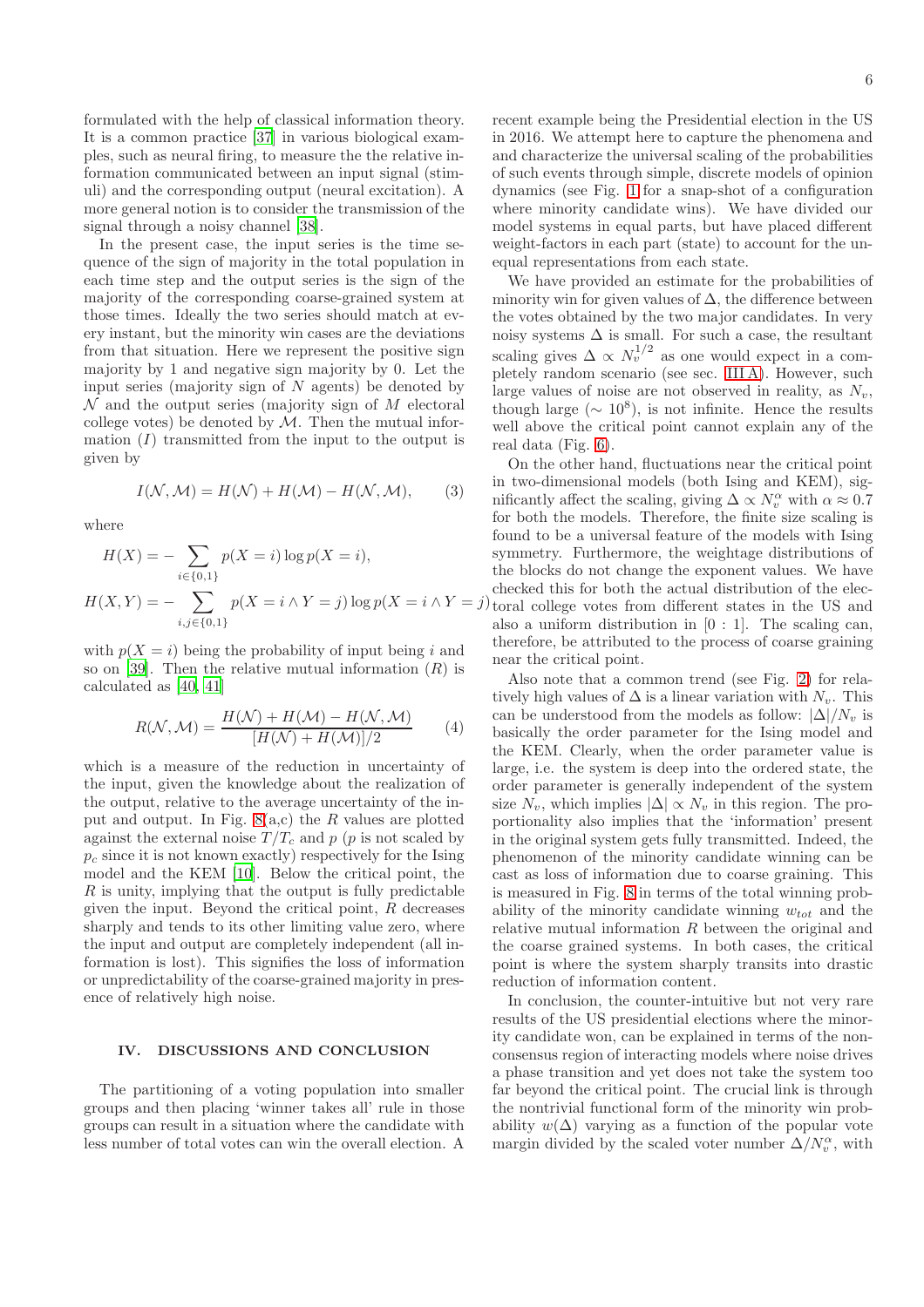formulated with the help of classical information theory. It is a common practice [37] in various biological examples, such as neural firing, to measure the the relative information communicated between an input signal (stimuli) and the corresponding output (neural excitation). A more general notion is to consider the transmission of the signal through a noisy channel [38].

In the present case, the input series is the time sequence of the sign of majority in the total population in each time step and the output series is the sign of the majority of the corresponding coarse-grained system at those times. Ideally the two series should match at every instant, but the minority win cases are the deviations from that situation. Here we represent the positive sign majority by 1 and negative sign majority by 0. Let the input series (majority sign of $N$ agents) be denoted by $\mathcal{N}$ and the output series (majority sign of $M$ electoral college votes) be denoted by $\mathcal{M}$. Then the mutual information ($I$) transmitted from the input to the output is given by

$$I(\mathcal{N}, \mathcal{M}) = H(\mathcal{N}) + H(\mathcal{M}) - H(\mathcal{N}, \mathcal{M}), \tag{3}$$

where

$$H(X) = -\sum_{i\in\{0,1\}} p(X=i)\log p(X=i),$$

$$H(X,Y) = -\sum_{i,j\in\{0,1\}} p(X=i \wedge Y=j)\log p(X=i \wedge Y=j)$$

with $p(X=i)$ being the probability of input being $i$ and so on [39]. Then the relative mutual information ($R$) is calculated as [40, 41]

$$R(\mathcal{N}, \mathcal{M}) = \frac{H(\mathcal{N}) + H(\mathcal{M}) - H(\mathcal{N}, \mathcal{M})}{[H(\mathcal{N}) + H(\mathcal{M})]/2} \tag{4}$$

which is a measure of the reduction in uncertainty of the input, given the knowledge about the realization of the output, relative to the average uncertainty of the input and output. In Fig. 8(a,c) the $R$ values are plotted against the external noise $T/T_c$ and $p$ ($p$ is not scaled by $p_c$ since it is not known exactly) respectively for the Ising model and the KEM [10]. Below the critical point, the $R$ is unity, implying that the output is fully predictable given the input. Beyond the critical point, $R$ decreases sharply and tends to its other limiting value zero, where the input and output are completely independent (all information is lost). This signifies the loss of information or unpredictability of the coarse-grained majority in presence of relatively high noise.

## IV. DISCUSSIONS AND CONCLUSION

The partitioning of a voting population into smaller groups and then placing 'winner takes all' rule in those groups can result in a situation where the candidate with less number of total votes can win the overall election. A recent example being the Presidential election in the US in 2016. We attempt here to capture the phenomena and and characterize the universal scaling of the probabilities of such events through simple, discrete models of opinion dynamics (see Fig. 1 for a snap-shot of a configuration where minority candidate wins). We have divided our model systems in equal parts, but have placed different weight-factors in each part (state) to account for the unequal representations from each state.

We have provided an estimate for the probabilities of minority win for given values of $\Delta$, the difference between the votes obtained by the two major candidates. In very noisy systems $\Delta$ is small. For such a case, the resultant scaling gives $\Delta \propto N_v^{1/2}$ as one would expect in a completely random scenario (see sec. III A). However, such large values of noise are not observed in reality, as $N_v$, though large ($\sim 10^8$), is not infinite. Hence the results well above the critical point cannot explain any of the real data (Fig. 6).

On the other hand, fluctuations near the critical point in two-dimensional models (both Ising and KEM), significantly affect the scaling, giving $\Delta \propto N_v^{\alpha}$ with $\alpha \approx 0.7$ for both the models. Therefore, the finite size scaling is found to be a universal feature of the models with Ising symmetry. Furthermore, the weightage distributions of the blocks do not change the exponent values. We have checked this for both the actual distribution of the electoral college votes from different states in the US and also a uniform distribution in $[0:1]$. The scaling can, therefore, be attributed to the process of coarse graining near the critical point.

Also note that a common trend (see Fig. 2) for relatively high values of $\Delta$ is a linear variation with $N_v$. This can be understood from the models as follow: $|\Delta|/N_v$ is basically the order parameter for the Ising model and the KEM. Clearly, when the order parameter value is large, i.e. the system is deep into the ordered state, the order parameter is generally independent of the system size $N_v$, which implies $|\Delta| \propto N_v$ in this region. The proportionality also implies that the 'information' present in the original system gets fully transmitted. Indeed, the phenomenon of the minority candidate winning can be cast as loss of information due to coarse graining. This is measured in Fig. 8 in terms of the total winning probability of the minority candidate winning $w_{tot}$ and the relative mutual information $R$ between the original and the coarse grained systems. In both cases, the critical point is where the system sharply transits into drastic reduction of information content.

In conclusion, the counter-intuitive but not very rare results of the US presidential elections where the minority candidate won, can be explained in terms of the non-consensus region of interacting models where noise drives a phase transition and yet does not take the system too far beyond the critical point. The crucial link is through the nontrivial functional form of the minority win probability $w(\Delta)$ varying as a function of the popular vote margin divided by the scaled voter number $\Delta/N_v^{\alpha}$, with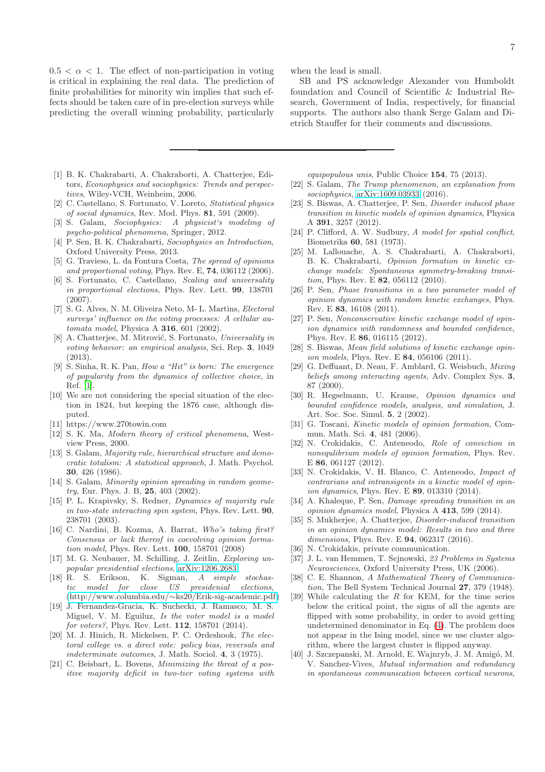$0.5 < \alpha < 1$. The effect of non-participation in voting is critical in explaining the real data. The prediction of finite probabilities for minority win implies that such effects should be taken care of in pre-election surveys while predicting the overall winning probability, particularly when the lead is small.

SB and PS acknowledge Alexander von Humboldt foundation and Council of Scientific & Industrial Research, Government of India, respectively, for financial supports. The authors also thank Serge Galam and Dietrich Stauffer for their comments and discussions.

---

[1] B. K. Chakrabarti, A. Chakraborti, A. Chatterjee, Editors, *Econophysics and sociophysics: Trends and perspectives*, Wiley-VCH, Weinheim, 2006.

[2] C. Castellano, S. Fortunato, V. Loreto, *Statistical physics of social dynamics*, Rev. Mod. Phys. **81**, 591 (2009).

[3] S. Galam, *Sociophysics: A physicist's modeling of psycho-political phenomena*, Springer, 2012.

[4] P. Sen, B. K. Chakrabarti, *Sociophysics an Introduction*, Oxford University Press, 2013.

[5] G. Travieso, L. da Fontura Costa, *The spread of opinions and proportional voting*, Phys. Rev. E, **74**, 036112 (2006).

[6] S. Fortunato, C. Castellano, *Scaling and universality in proportional elections*, Phys. Rev. Lett. **99**, 138701 (2007).

[7] S. G. Alves, N. M. Oliveira Neto, M- L. Martins, *Electoral surveys' influence on the voting processes: A cellular automata model*, Physica A **316**, 601 (2002).

[8] A. Chatterjee, M. Mitrović, S. Fortunato, *Universality in voting behavior: an empirical analysis*, Sci. Rep. **3**, 1049 (2013).

[9] S. Sinha, R. K. Pan, *How a "Hit" is born: The emergence of popularity from the dynamics of collective choice*, in Ref. [1].

[10] We are not considering the special situation of the election in 1824, but keeping the 1876 case, although disputed.

[11] https://www.270towin.com

[12] S. K. Ma, *Modern theory of critical phenomena*, Westview Press, 2000.

[13] S. Galam, *Majority rule, hierarchical structure and democratic totalism: A statistical approach*, J. Math. Psychol. **30**, 426 (1986).

[14] S. Galam, *Minority opinion spreading in random geometry*, Eur. Phys. J. B, **25**, 403 (2002).

[15] P. L. Krapivsky, S. Redner, *Dynamics of majority rule in two-state interacting spin system*, Phys. Rev. Lett. **90**, 238701 (2003).

[16] C. Nardini, B. Kozma, A. Barrat, *Who's taking first? Consensus or lack thereof in coevolving opinion formation model*, Phys. Rev. Lett. **100**, 158701 (2008)

[17] M. G. Neubauer, M. Schilling, J. Zeitlin, *Exploring unpopular presidential elections*, arXiv:1206.2683.

[18] R. S. Erikson, K. Sigman, *A simple stochastic model for close US presidenial elections*, (http://www.columbia.edu/∼ks20/Erik-sig-academic.pdf)

[19] J. Fernandez-Gracia, K. Suchecki, J. Ramasco, M. S. Miguel, V. M. Eguiluz, *Is the voter model is a model for voters?*, Phys. Rev. Lett. **112**, 158701 (2014).

[20] M. J. Hinich, R. Mickelsen, P. C. Ordeshook, *The electoral college vs. a direct vote: policy bias, reversals and indeterminate outcomes*, J. Math. Sociol. **4**, 3 (1975).

[21] C. Beisbart, L. Bovens, *Minimizing the threat of a positive majority deficit in two-tier voting systems with equipopulous unis*, Public Choice **154**, 75 (2013).

[22] S. Galam, *The Trump phenomenon, an explanation from sociophysics*, arXiv:1609.03933 (2016).

[23] S. Biswas, A. Chatterjee, P. Sen, *Disorder induced phase transition in kinetic models of opinion dynamics*, Physica A **391**, 3257 (2012).

[24] P. Clifford, A. W. Sudbury, *A model for spatial conflict*, Biometrika **60**, 581 (1973).

[25] M. Lallouache, A. S. Chakrabarti, A. Chakraborti, B. K. Chakrabarti, *Opinion formation in kinetic exchange models: Spontaneous symmetry-breaking transition*, Phys. Rev. E **82**, 056112 (2010).

[26] P. Sen, *Phase transitions in a two parameter model of opinion dynamics with random kinetic exchanges*, Phys. Rev. E **83**, 16108 (2011).

[27] P. Sen, *Nonconservative kinetic exchange model of opinion dynamics with randomness and bounded confidence*, Phys. Rev. E **86**, 016115 (2012).

[28] S. Biswas, *Mean field solutions of kinetic exchange opinion models*, Phys. Rev. E **84**, 056106 (2011).

[29] G. Deffuant, D. Neau, F. Amblard, G. Weisbuch, *Mixing beliefs among interacting agents*, Adv. Complex Sys. **3**, 87 (2000).

[30] R. Hegselmann, U. Krause, *Opinion dynamics and bounded confidence models, analysis, and simulation*, J. Art. Soc. Soc. Simul. **5**, 2 (2002).

[31] G. Toscani, *Kinetic models of opinion formation*, Commun. Math. Sci. **4**, 481 (2006).

[32] N. Crokidakis, C. Anteneodo, *Role of conviction in nonequlibrium models of opinion formation*, Phys. Rev. E **86**, 061127 (2012).

[33] N. Crokidakis, V. H. Blanco, C. Anteneodo, *Impact of contrarians and intransigents in a kinetic model of opinion dynamics*, Phys. Rev. E **89**, 013310 (2014).

[34] A. Khaleque, P. Sen, *Damage spreading transition in an opinion dynamics model*, Physica A **413**, 599 (2014).

[35] S. Mukherjee, A. Chatterjee, *Disorder-induced transition in an opinion dynamics model: Results in two and three dimensions*, Phys. Rev. E **94**, 062317 (2016).

[36] N. Crokidakis, private communication.

[37] J. L. van Hemmen, T. Sejnowski, *23 Problems in Systems Neurosciences*, Oxford University Press, UK (2006).

[38] C. E. Shannon, *A Mathematical Theory of Communication*, The Bell System Technical Journal **27**, 379 (1948).

[39] While calculating the $R$ for KEM, for the time series below the critical point, the signs of all the agents are flipped with some probability, in order to avoid getting undetermined denominator in Eq. (4). The problem does not appear in the Ising model, since we use cluster algorithm, where the largest cluster is flipped anyway.

[40] J. Szczepanski, M. Arnold, E. Wajnryb, J. M. Amigó, M. V. Sanchez-Vives, *Mutual information and redundancy in spontaneous communication between cortical neurons*,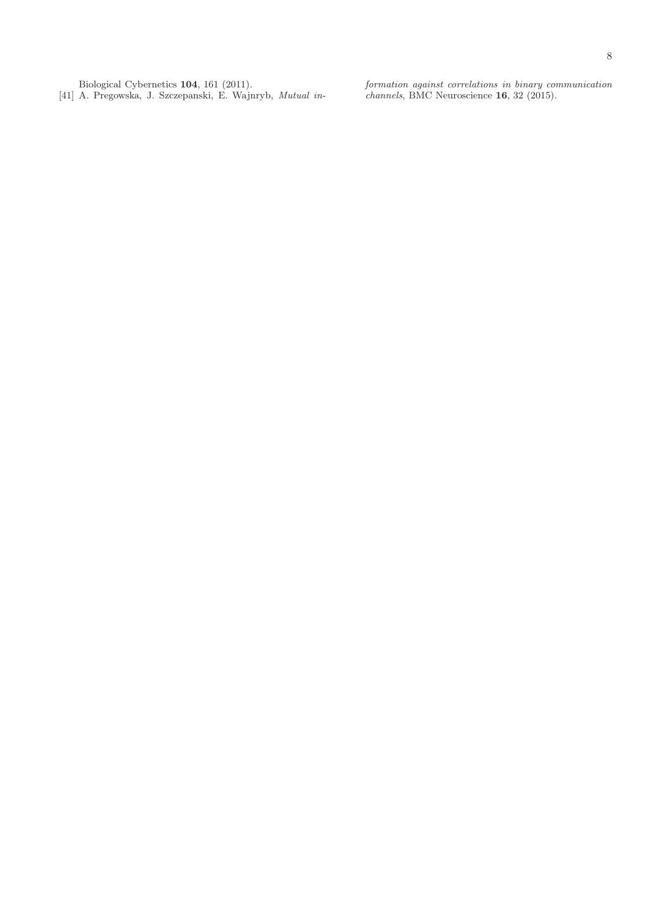Biological Cybernetics **104**, 161 (2011).

[41] A. Pregowska, J. Szczepanski, E. Wajnryb, *Mutual information against correlations in binary communication channels*, BMC Neuroscience **16**, 32 (2015).